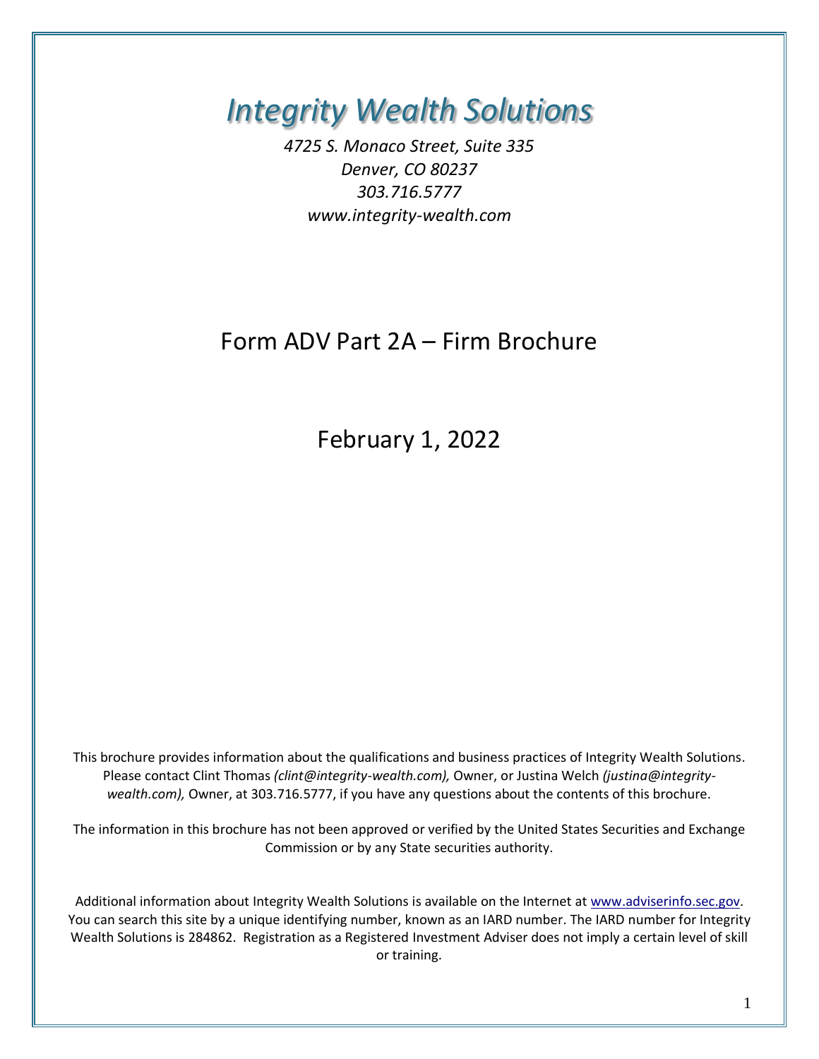# *Integrity Wealth Solutions*

*4725 S. Monaco Street, Suite 335*
*Denver, CO 80237*
*303.716.5777*
*www.integrity-wealth.com*

## Form ADV Part 2A – Firm Brochure

## February 1, 2022

This brochure provides information about the qualifications and business practices of Integrity Wealth Solutions. Please contact Clint Thomas *(clint@integrity-wealth.com),* Owner, or Justina Welch *(justina@integrity-wealth.com),* Owner, at 303.716.5777, if you have any questions about the contents of this brochure.

The information in this brochure has not been approved or verified by the United States Securities and Exchange Commission or by any State securities authority.

Additional information about Integrity Wealth Solutions is available on the Internet at www.adviserinfo.sec.gov. You can search this site by a unique identifying number, known as an IARD number. The IARD number for Integrity Wealth Solutions is 284862. Registration as a Registered Investment Adviser does not imply a certain level of skill or training.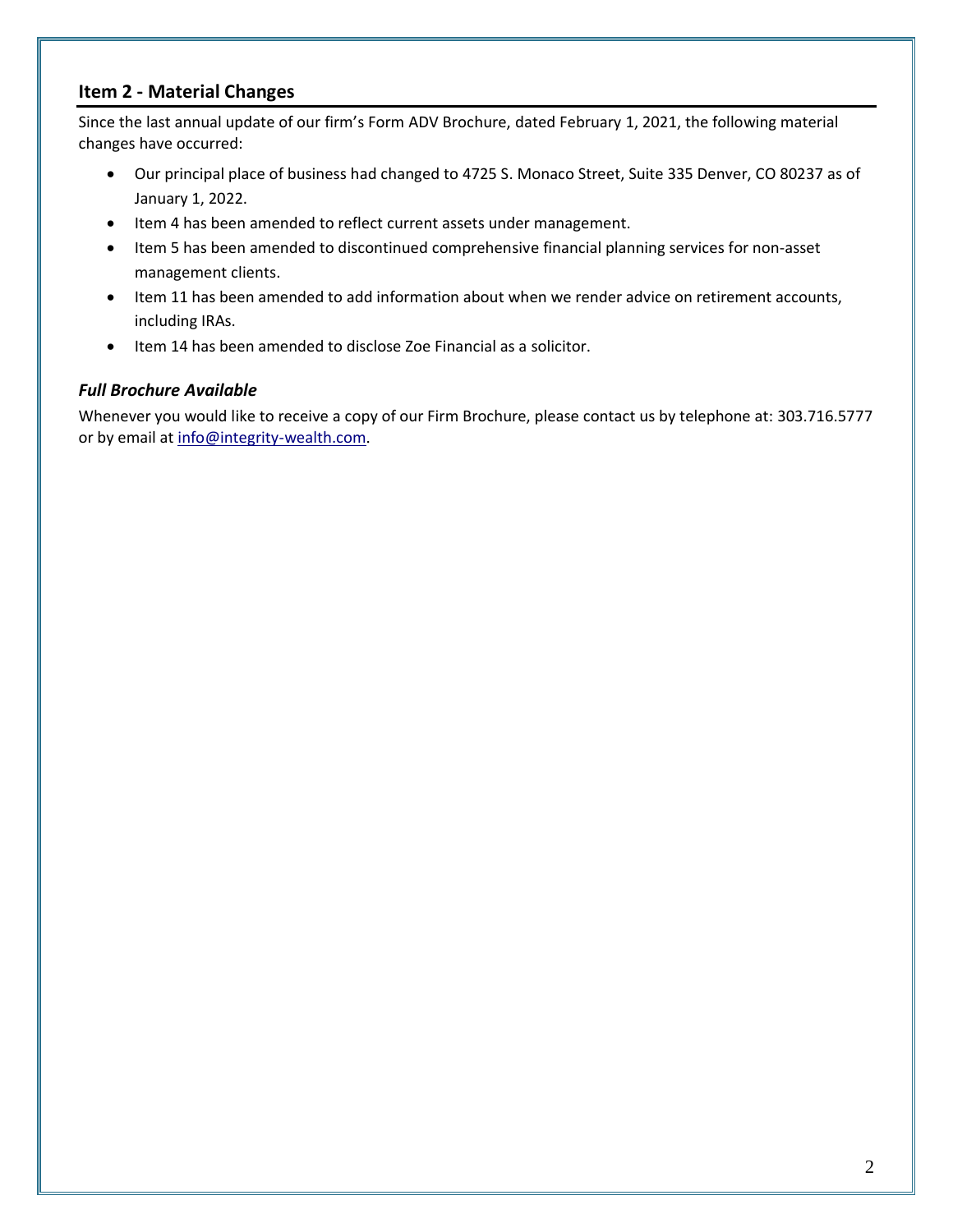## Item 2 - Material Changes

Since the last annual update of our firm's Form ADV Brochure, dated February 1, 2021, the following material changes have occurred:

- Our principal place of business had changed to 4725 S. Monaco Street, Suite 335 Denver, CO 80237 as of January 1, 2022.
- Item 4 has been amended to reflect current assets under management.
- Item 5 has been amended to discontinued comprehensive financial planning services for non-asset management clients.
- Item 11 has been amended to add information about when we render advice on retirement accounts, including IRAs.
- Item 14 has been amended to disclose Zoe Financial as a solicitor.

### *Full Brochure Available*

Whenever you would like to receive a copy of our Firm Brochure, please contact us by telephone at: 303.716.5777 or by email at info@integrity-wealth.com.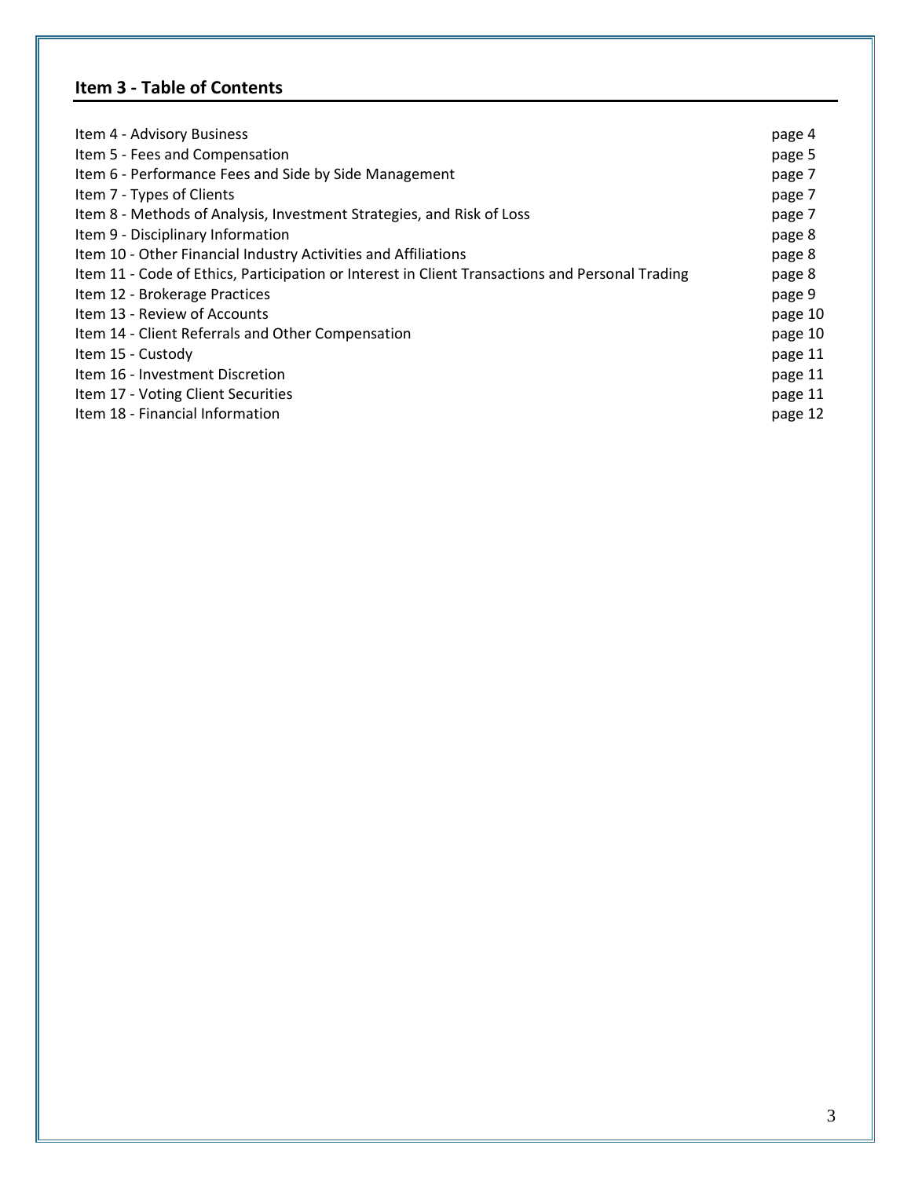## Item 3 - Table of Contents

| | |
|---|---|
| Item 4 - Advisory Business | page 4 |
| Item 5 - Fees and Compensation | page 5 |
| Item 6 - Performance Fees and Side by Side Management | page 7 |
| Item 7 - Types of Clients | page 7 |
| Item 8 - Methods of Analysis, Investment Strategies, and Risk of Loss | page 7 |
| Item 9 - Disciplinary Information | page 8 |
| Item 10 - Other Financial Industry Activities and Affiliations | page 8 |
| Item 11 - Code of Ethics, Participation or Interest in Client Transactions and Personal Trading | page 8 |
| Item 12 - Brokerage Practices | page 9 |
| Item 13 - Review of Accounts | page 10 |
| Item 14 - Client Referrals and Other Compensation | page 10 |
| Item 15 - Custody | page 11 |
| Item 16 - Investment Discretion | page 11 |
| Item 17 - Voting Client Securities | page 11 |
| Item 18 - Financial Information | page 12 |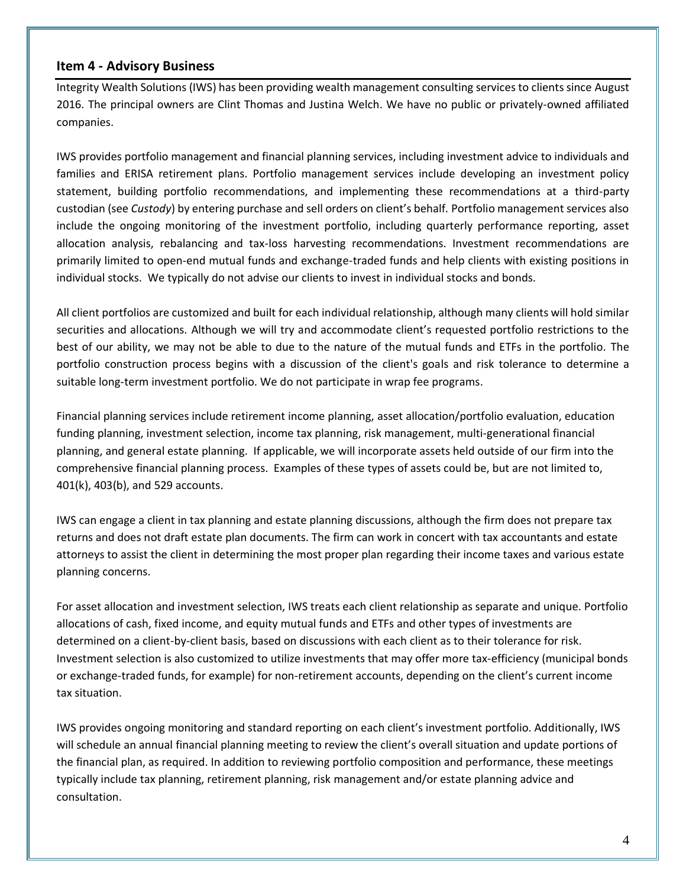## Item 4 - Advisory Business

Integrity Wealth Solutions (IWS) has been providing wealth management consulting services to clients since August 2016. The principal owners are Clint Thomas and Justina Welch. We have no public or privately-owned affiliated companies.

IWS provides portfolio management and financial planning services, including investment advice to individuals and families and ERISA retirement plans. Portfolio management services include developing an investment policy statement, building portfolio recommendations, and implementing these recommendations at a third-party custodian (see *Custody*) by entering purchase and sell orders on client's behalf. Portfolio management services also include the ongoing monitoring of the investment portfolio, including quarterly performance reporting, asset allocation analysis, rebalancing and tax-loss harvesting recommendations. Investment recommendations are primarily limited to open-end mutual funds and exchange-traded funds and help clients with existing positions in individual stocks. We typically do not advise our clients to invest in individual stocks and bonds.

All client portfolios are customized and built for each individual relationship, although many clients will hold similar securities and allocations. Although we will try and accommodate client's requested portfolio restrictions to the best of our ability, we may not be able to due to the nature of the mutual funds and ETFs in the portfolio. The portfolio construction process begins with a discussion of the client's goals and risk tolerance to determine a suitable long-term investment portfolio. We do not participate in wrap fee programs.

Financial planning services include retirement income planning, asset allocation/portfolio evaluation, education funding planning, investment selection, income tax planning, risk management, multi-generational financial planning, and general estate planning. If applicable, we will incorporate assets held outside of our firm into the comprehensive financial planning process. Examples of these types of assets could be, but are not limited to, 401(k), 403(b), and 529 accounts.

IWS can engage a client in tax planning and estate planning discussions, although the firm does not prepare tax returns and does not draft estate plan documents. The firm can work in concert with tax accountants and estate attorneys to assist the client in determining the most proper plan regarding their income taxes and various estate planning concerns.

For asset allocation and investment selection, IWS treats each client relationship as separate and unique. Portfolio allocations of cash, fixed income, and equity mutual funds and ETFs and other types of investments are determined on a client-by-client basis, based on discussions with each client as to their tolerance for risk. Investment selection is also customized to utilize investments that may offer more tax-efficiency (municipal bonds or exchange-traded funds, for example) for non-retirement accounts, depending on the client's current income tax situation.

IWS provides ongoing monitoring and standard reporting on each client's investment portfolio. Additionally, IWS will schedule an annual financial planning meeting to review the client's overall situation and update portions of the financial plan, as required. In addition to reviewing portfolio composition and performance, these meetings typically include tax planning, retirement planning, risk management and/or estate planning advice and consultation.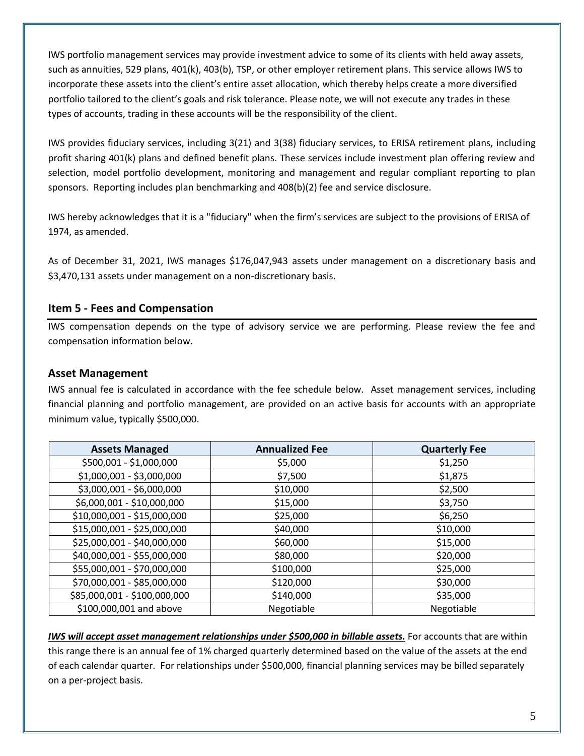IWS portfolio management services may provide investment advice to some of its clients with held away assets, such as annuities, 529 plans, 401(k), 403(b), TSP, or other employer retirement plans. This service allows IWS to incorporate these assets into the client's entire asset allocation, which thereby helps create a more diversified portfolio tailored to the client's goals and risk tolerance. Please note, we will not execute any trades in these types of accounts, trading in these accounts will be the responsibility of the client.

IWS provides fiduciary services, including 3(21) and 3(38) fiduciary services, to ERISA retirement plans, including profit sharing 401(k) plans and defined benefit plans. These services include investment plan offering review and selection, model portfolio development, monitoring and management and regular compliant reporting to plan sponsors. Reporting includes plan benchmarking and 408(b)(2) fee and service disclosure.

IWS hereby acknowledges that it is a "fiduciary" when the firm's services are subject to the provisions of ERISA of 1974, as amended.

As of December 31, 2021, IWS manages $176,047,943 assets under management on a discretionary basis and $3,470,131 assets under management on a non-discretionary basis.

## Item 5 - Fees and Compensation

IWS compensation depends on the type of advisory service we are performing. Please review the fee and compensation information below.

### Asset Management

IWS annual fee is calculated in accordance with the fee schedule below. Asset management services, including financial planning and portfolio management, are provided on an active basis for accounts with an appropriate minimum value, typically $500,000.

| Assets Managed | Annualized Fee | Quarterly Fee |
|---|---|---|
| $500,001 - $1,000,000 | $5,000 | $1,250 |
| $1,000,001 - $3,000,000 | $7,500 | $1,875 |
| $3,000,001 - $6,000,000 | $10,000 | $2,500 |
| $6,000,001 - $10,000,000 | $15,000 | $3,750 |
| $10,000,001 - $15,000,000 | $25,000 | $6,250 |
| $15,000,001 - $25,000,000 | $40,000 | $10,000 |
| $25,000,001 - $40,000,000 | $60,000 | $15,000 |
| $40,000,001 - $55,000,000 | $80,000 | $20,000 |
| $55,000,001 - $70,000,000 | $100,000 | $25,000 |
| $70,000,001 - $85,000,000 | $120,000 | $30,000 |
| $85,000,001 - $100,000,000 | $140,000 | $35,000 |
| $100,000,001 and above | Negotiable | Negotiable |

***IWS will accept asset management relationships under $500,000 in billable assets.*** For accounts that are within this range there is an annual fee of 1% charged quarterly determined based on the value of the assets at the end of each calendar quarter. For relationships under $500,000, financial planning services may be billed separately on a per-project basis.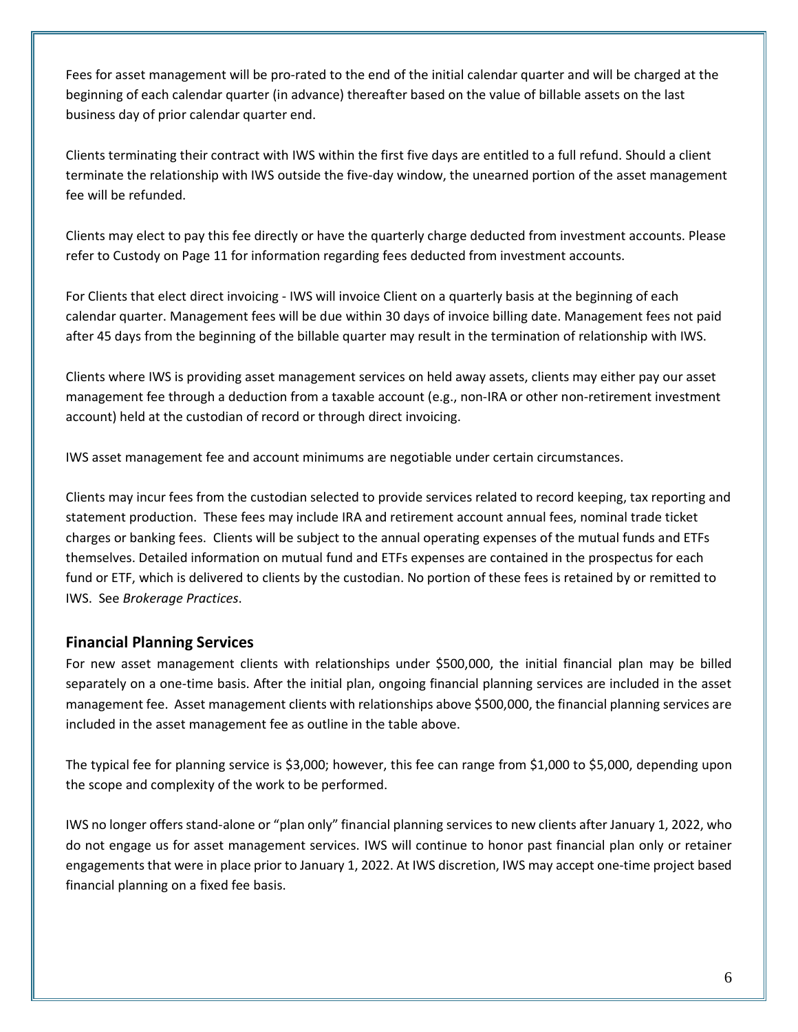Fees for asset management will be pro-rated to the end of the initial calendar quarter and will be charged at the beginning of each calendar quarter (in advance) thereafter based on the value of billable assets on the last business day of prior calendar quarter end.

Clients terminating their contract with IWS within the first five days are entitled to a full refund. Should a client terminate the relationship with IWS outside the five-day window, the unearned portion of the asset management fee will be refunded.

Clients may elect to pay this fee directly or have the quarterly charge deducted from investment accounts. Please refer to Custody on Page 11 for information regarding fees deducted from investment accounts.

For Clients that elect direct invoicing - IWS will invoice Client on a quarterly basis at the beginning of each calendar quarter. Management fees will be due within 30 days of invoice billing date. Management fees not paid after 45 days from the beginning of the billable quarter may result in the termination of relationship with IWS.

Clients where IWS is providing asset management services on held away assets, clients may either pay our asset management fee through a deduction from a taxable account (e.g., non-IRA or other non-retirement investment account) held at the custodian of record or through direct invoicing.

IWS asset management fee and account minimums are negotiable under certain circumstances.

Clients may incur fees from the custodian selected to provide services related to record keeping, tax reporting and statement production. These fees may include IRA and retirement account annual fees, nominal trade ticket charges or banking fees. Clients will be subject to the annual operating expenses of the mutual funds and ETFs themselves. Detailed information on mutual fund and ETFs expenses are contained in the prospectus for each fund or ETF, which is delivered to clients by the custodian. No portion of these fees is retained by or remitted to IWS. See *Brokerage Practices*.

## Financial Planning Services

For new asset management clients with relationships under $500,000, the initial financial plan may be billed separately on a one-time basis. After the initial plan, ongoing financial planning services are included in the asset management fee. Asset management clients with relationships above $500,000, the financial planning services are included in the asset management fee as outline in the table above.

The typical fee for planning service is $3,000; however, this fee can range from $1,000 to $5,000, depending upon the scope and complexity of the work to be performed.

IWS no longer offers stand-alone or "plan only" financial planning services to new clients after January 1, 2022, who do not engage us for asset management services. IWS will continue to honor past financial plan only or retainer engagements that were in place prior to January 1, 2022. At IWS discretion, IWS may accept one-time project based financial planning on a fixed fee basis.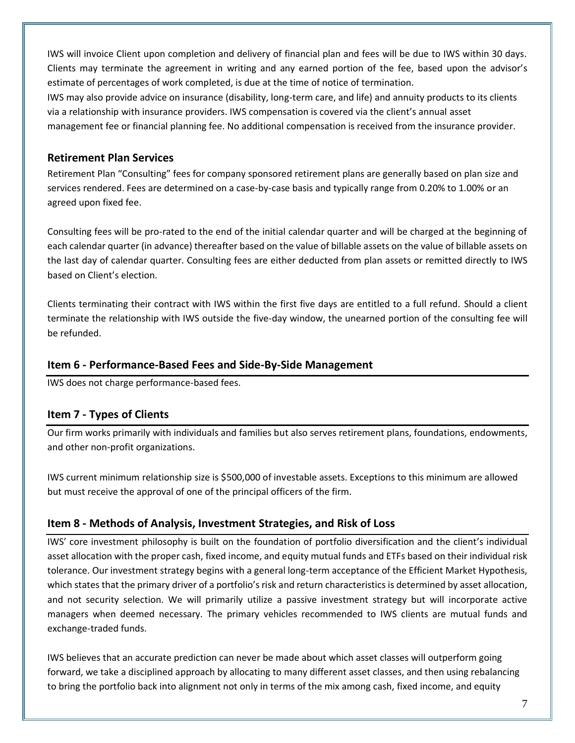IWS will invoice Client upon completion and delivery of financial plan and fees will be due to IWS within 30 days. Clients may terminate the agreement in writing and any earned portion of the fee, based upon the advisor's estimate of percentages of work completed, is due at the time of notice of termination.

IWS may also provide advice on insurance (disability, long-term care, and life) and annuity products to its clients via a relationship with insurance providers. IWS compensation is covered via the client's annual asset management fee or financial planning fee. No additional compensation is received from the insurance provider.

### Retirement Plan Services

Retirement Plan "Consulting" fees for company sponsored retirement plans are generally based on plan size and services rendered. Fees are determined on a case-by-case basis and typically range from 0.20% to 1.00% or an agreed upon fixed fee.

Consulting fees will be pro-rated to the end of the initial calendar quarter and will be charged at the beginning of each calendar quarter (in advance) thereafter based on the value of billable assets on the value of billable assets on the last day of calendar quarter. Consulting fees are either deducted from plan assets or remitted directly to IWS based on Client's election.

Clients terminating their contract with IWS within the first five days are entitled to a full refund. Should a client terminate the relationship with IWS outside the five-day window, the unearned portion of the consulting fee will be refunded.

## Item 6 - Performance-Based Fees and Side-By-Side Management

IWS does not charge performance-based fees.

## Item 7 - Types of Clients

Our firm works primarily with individuals and families but also serves retirement plans, foundations, endowments, and other non-profit organizations.

IWS current minimum relationship size is $500,000 of investable assets. Exceptions to this minimum are allowed but must receive the approval of one of the principal officers of the firm.

## Item 8 - Methods of Analysis, Investment Strategies, and Risk of Loss

IWS' core investment philosophy is built on the foundation of portfolio diversification and the client's individual asset allocation with the proper cash, fixed income, and equity mutual funds and ETFs based on their individual risk tolerance. Our investment strategy begins with a general long-term acceptance of the Efficient Market Hypothesis, which states that the primary driver of a portfolio's risk and return characteristics is determined by asset allocation, and not security selection. We will primarily utilize a passive investment strategy but will incorporate active managers when deemed necessary. The primary vehicles recommended to IWS clients are mutual funds and exchange-traded funds.

IWS believes that an accurate prediction can never be made about which asset classes will outperform going forward, we take a disciplined approach by allocating to many different asset classes, and then using rebalancing to bring the portfolio back into alignment not only in terms of the mix among cash, fixed income, and equity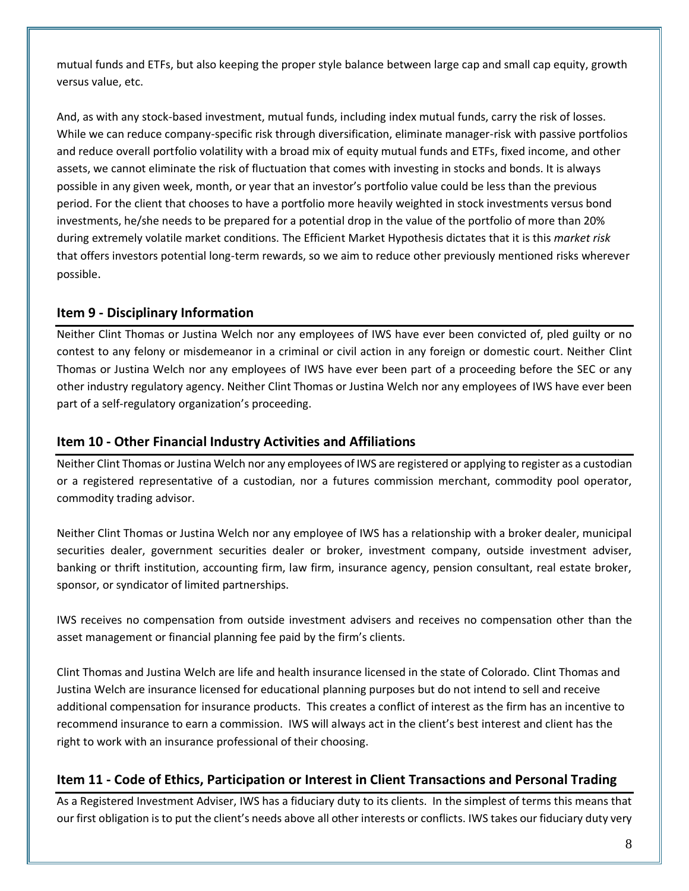mutual funds and ETFs, but also keeping the proper style balance between large cap and small cap equity, growth versus value, etc.

And, as with any stock-based investment, mutual funds, including index mutual funds, carry the risk of losses. While we can reduce company-specific risk through diversification, eliminate manager-risk with passive portfolios and reduce overall portfolio volatility with a broad mix of equity mutual funds and ETFs, fixed income, and other assets, we cannot eliminate the risk of fluctuation that comes with investing in stocks and bonds. It is always possible in any given week, month, or year that an investor's portfolio value could be less than the previous period. For the client that chooses to have a portfolio more heavily weighted in stock investments versus bond investments, he/she needs to be prepared for a potential drop in the value of the portfolio of more than 20% during extremely volatile market conditions. The Efficient Market Hypothesis dictates that it is this *market risk* that offers investors potential long-term rewards, so we aim to reduce other previously mentioned risks wherever possible.

## Item 9 - Disciplinary Information

Neither Clint Thomas or Justina Welch nor any employees of IWS have ever been convicted of, pled guilty or no contest to any felony or misdemeanor in a criminal or civil action in any foreign or domestic court. Neither Clint Thomas or Justina Welch nor any employees of IWS have ever been part of a proceeding before the SEC or any other industry regulatory agency. Neither Clint Thomas or Justina Welch nor any employees of IWS have ever been part of a self-regulatory organization's proceeding.

## Item 10 - Other Financial Industry Activities and Affiliations

Neither Clint Thomas or Justina Welch nor any employees of IWS are registered or applying to register as a custodian or a registered representative of a custodian, nor a futures commission merchant, commodity pool operator, commodity trading advisor.

Neither Clint Thomas or Justina Welch nor any employee of IWS has a relationship with a broker dealer, municipal securities dealer, government securities dealer or broker, investment company, outside investment adviser, banking or thrift institution, accounting firm, law firm, insurance agency, pension consultant, real estate broker, sponsor, or syndicator of limited partnerships.

IWS receives no compensation from outside investment advisers and receives no compensation other than the asset management or financial planning fee paid by the firm's clients.

Clint Thomas and Justina Welch are life and health insurance licensed in the state of Colorado. Clint Thomas and Justina Welch are insurance licensed for educational planning purposes but do not intend to sell and receive additional compensation for insurance products. This creates a conflict of interest as the firm has an incentive to recommend insurance to earn a commission. IWS will always act in the client's best interest and client has the right to work with an insurance professional of their choosing.

## Item 11 - Code of Ethics, Participation or Interest in Client Transactions and Personal Trading

As a Registered Investment Adviser, IWS has a fiduciary duty to its clients. In the simplest of terms this means that our first obligation is to put the client's needs above all other interests or conflicts. IWS takes our fiduciary duty very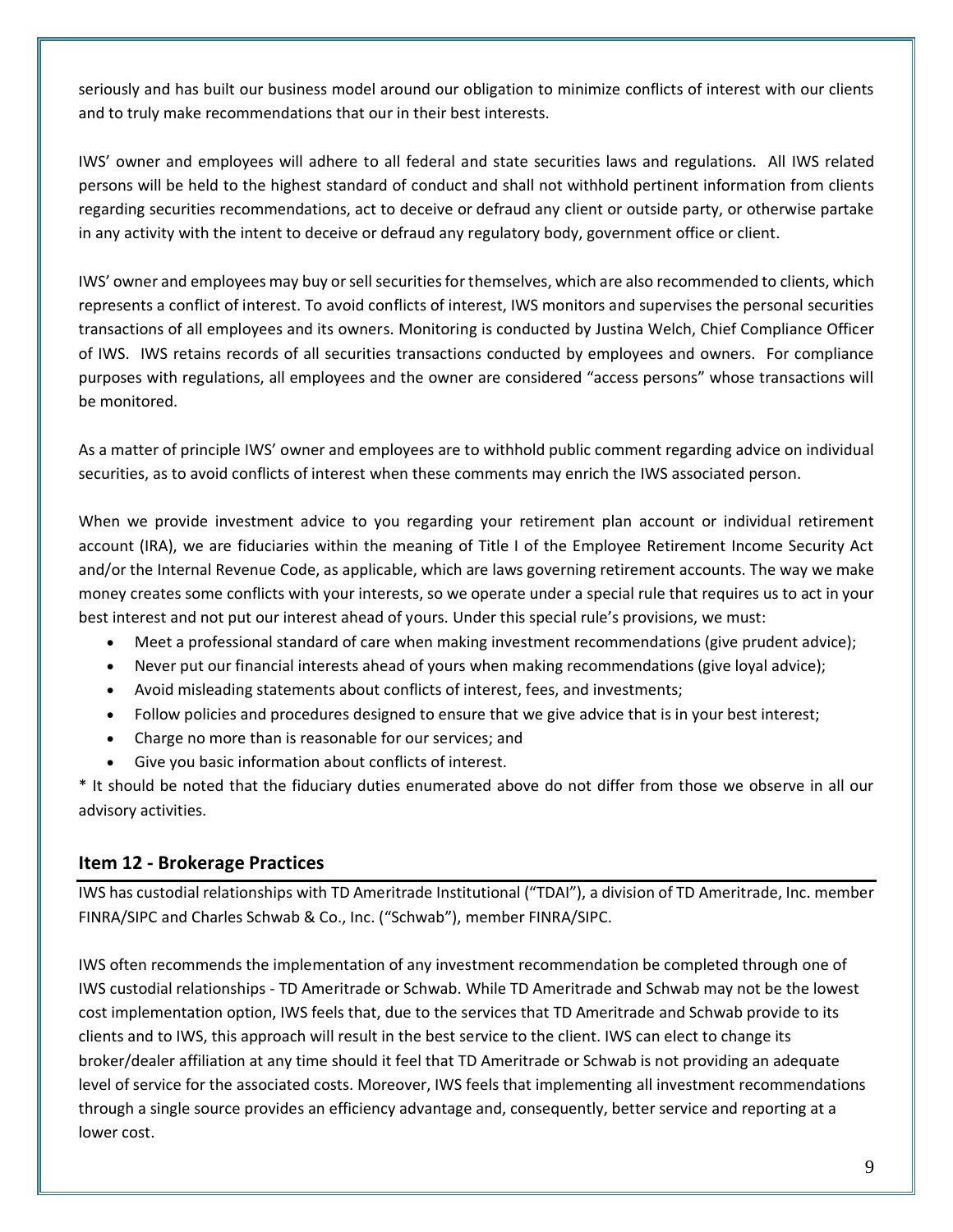seriously and has built our business model around our obligation to minimize conflicts of interest with our clients and to truly make recommendations that our in their best interests.

IWS' owner and employees will adhere to all federal and state securities laws and regulations. All IWS related persons will be held to the highest standard of conduct and shall not withhold pertinent information from clients regarding securities recommendations, act to deceive or defraud any client or outside party, or otherwise partake in any activity with the intent to deceive or defraud any regulatory body, government office or client.

IWS' owner and employees may buy or sell securities for themselves, which are also recommended to clients, which represents a conflict of interest. To avoid conflicts of interest, IWS monitors and supervises the personal securities transactions of all employees and its owners. Monitoring is conducted by Justina Welch, Chief Compliance Officer of IWS. IWS retains records of all securities transactions conducted by employees and owners. For compliance purposes with regulations, all employees and the owner are considered "access persons" whose transactions will be monitored.

As a matter of principle IWS' owner and employees are to withhold public comment regarding advice on individual securities, as to avoid conflicts of interest when these comments may enrich the IWS associated person.

When we provide investment advice to you regarding your retirement plan account or individual retirement account (IRA), we are fiduciaries within the meaning of Title I of the Employee Retirement Income Security Act and/or the Internal Revenue Code, as applicable, which are laws governing retirement accounts. The way we make money creates some conflicts with your interests, so we operate under a special rule that requires us to act in your best interest and not put our interest ahead of yours. Under this special rule's provisions, we must:

- Meet a professional standard of care when making investment recommendations (give prudent advice);
- Never put our financial interests ahead of yours when making recommendations (give loyal advice);
- Avoid misleading statements about conflicts of interest, fees, and investments;
- Follow policies and procedures designed to ensure that we give advice that is in your best interest;
- Charge no more than is reasonable for our services; and
- Give you basic information about conflicts of interest.

* It should be noted that the fiduciary duties enumerated above do not differ from those we observe in all our advisory activities.

## Item 12 - Brokerage Practices

IWS has custodial relationships with TD Ameritrade Institutional ("TDAI"), a division of TD Ameritrade, Inc. member FINRA/SIPC and Charles Schwab & Co., Inc. ("Schwab"), member FINRA/SIPC.

IWS often recommends the implementation of any investment recommendation be completed through one of IWS custodial relationships - TD Ameritrade or Schwab. While TD Ameritrade and Schwab may not be the lowest cost implementation option, IWS feels that, due to the services that TD Ameritrade and Schwab provide to its clients and to IWS, this approach will result in the best service to the client. IWS can elect to change its broker/dealer affiliation at any time should it feel that TD Ameritrade or Schwab is not providing an adequate level of service for the associated costs. Moreover, IWS feels that implementing all investment recommendations through a single source provides an efficiency advantage and, consequently, better service and reporting at a lower cost.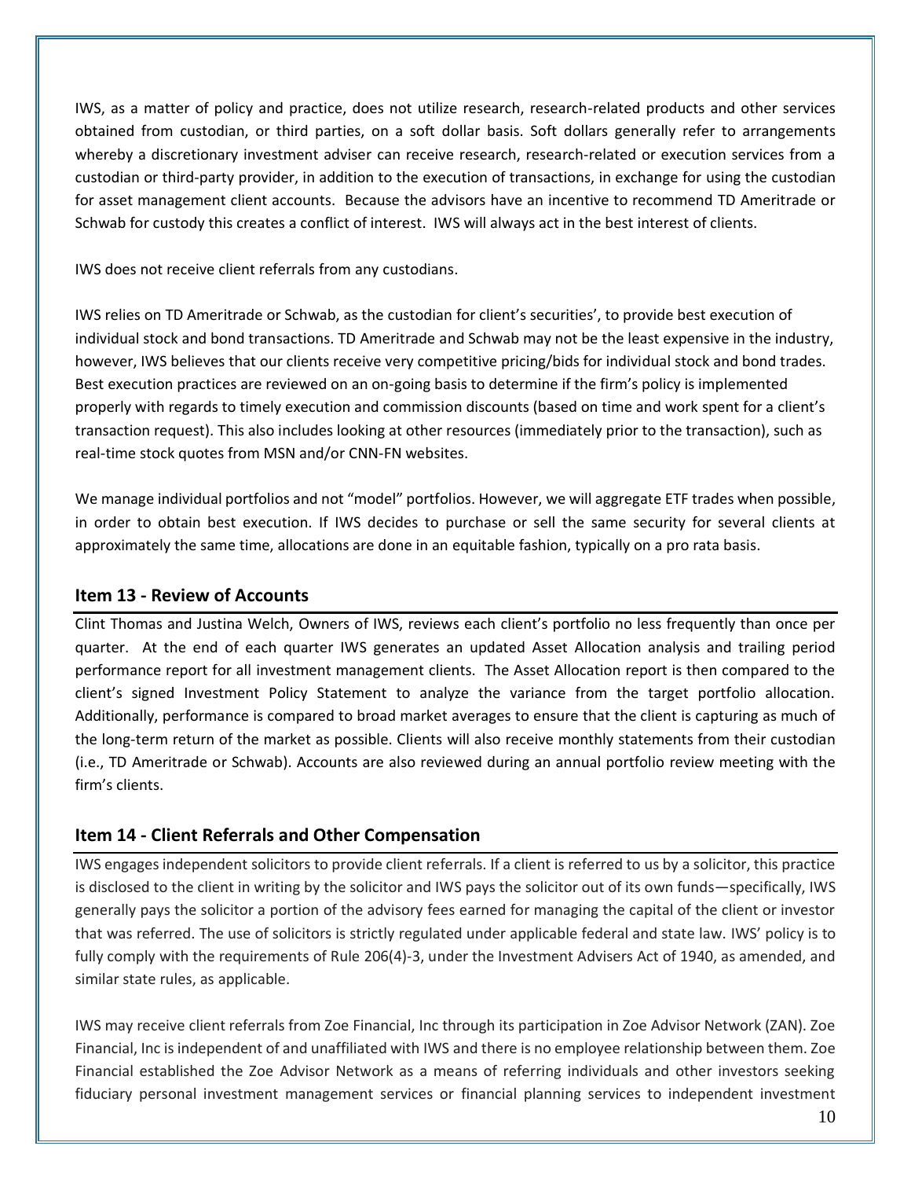IWS, as a matter of policy and practice, does not utilize research, research-related products and other services obtained from custodian, or third parties, on a soft dollar basis. Soft dollars generally refer to arrangements whereby a discretionary investment adviser can receive research, research-related or execution services from a custodian or third-party provider, in addition to the execution of transactions, in exchange for using the custodian for asset management client accounts. Because the advisors have an incentive to recommend TD Ameritrade or Schwab for custody this creates a conflict of interest. IWS will always act in the best interest of clients.

IWS does not receive client referrals from any custodians.

IWS relies on TD Ameritrade or Schwab, as the custodian for client's securities', to provide best execution of individual stock and bond transactions. TD Ameritrade and Schwab may not be the least expensive in the industry, however, IWS believes that our clients receive very competitive pricing/bids for individual stock and bond trades. Best execution practices are reviewed on an on-going basis to determine if the firm's policy is implemented properly with regards to timely execution and commission discounts (based on time and work spent for a client's transaction request). This also includes looking at other resources (immediately prior to the transaction), such as real-time stock quotes from MSN and/or CNN-FN websites.

We manage individual portfolios and not "model" portfolios. However, we will aggregate ETF trades when possible, in order to obtain best execution. If IWS decides to purchase or sell the same security for several clients at approximately the same time, allocations are done in an equitable fashion, typically on a pro rata basis.

## Item 13 - Review of Accounts

Clint Thomas and Justina Welch, Owners of IWS, reviews each client's portfolio no less frequently than once per quarter. At the end of each quarter IWS generates an updated Asset Allocation analysis and trailing period performance report for all investment management clients. The Asset Allocation report is then compared to the client's signed Investment Policy Statement to analyze the variance from the target portfolio allocation. Additionally, performance is compared to broad market averages to ensure that the client is capturing as much of the long-term return of the market as possible. Clients will also receive monthly statements from their custodian (i.e., TD Ameritrade or Schwab). Accounts are also reviewed during an annual portfolio review meeting with the firm's clients.

## Item 14 - Client Referrals and Other Compensation

IWS engages independent solicitors to provide client referrals. If a client is referred to us by a solicitor, this practice is disclosed to the client in writing by the solicitor and IWS pays the solicitor out of its own funds—specifically, IWS generally pays the solicitor a portion of the advisory fees earned for managing the capital of the client or investor that was referred. The use of solicitors is strictly regulated under applicable federal and state law. IWS' policy is to fully comply with the requirements of Rule 206(4)-3, under the Investment Advisers Act of 1940, as amended, and similar state rules, as applicable.

IWS may receive client referrals from Zoe Financial, Inc through its participation in Zoe Advisor Network (ZAN). Zoe Financial, Inc is independent of and unaffiliated with IWS and there is no employee relationship between them. Zoe Financial established the Zoe Advisor Network as a means of referring individuals and other investors seeking fiduciary personal investment management services or financial planning services to independent investment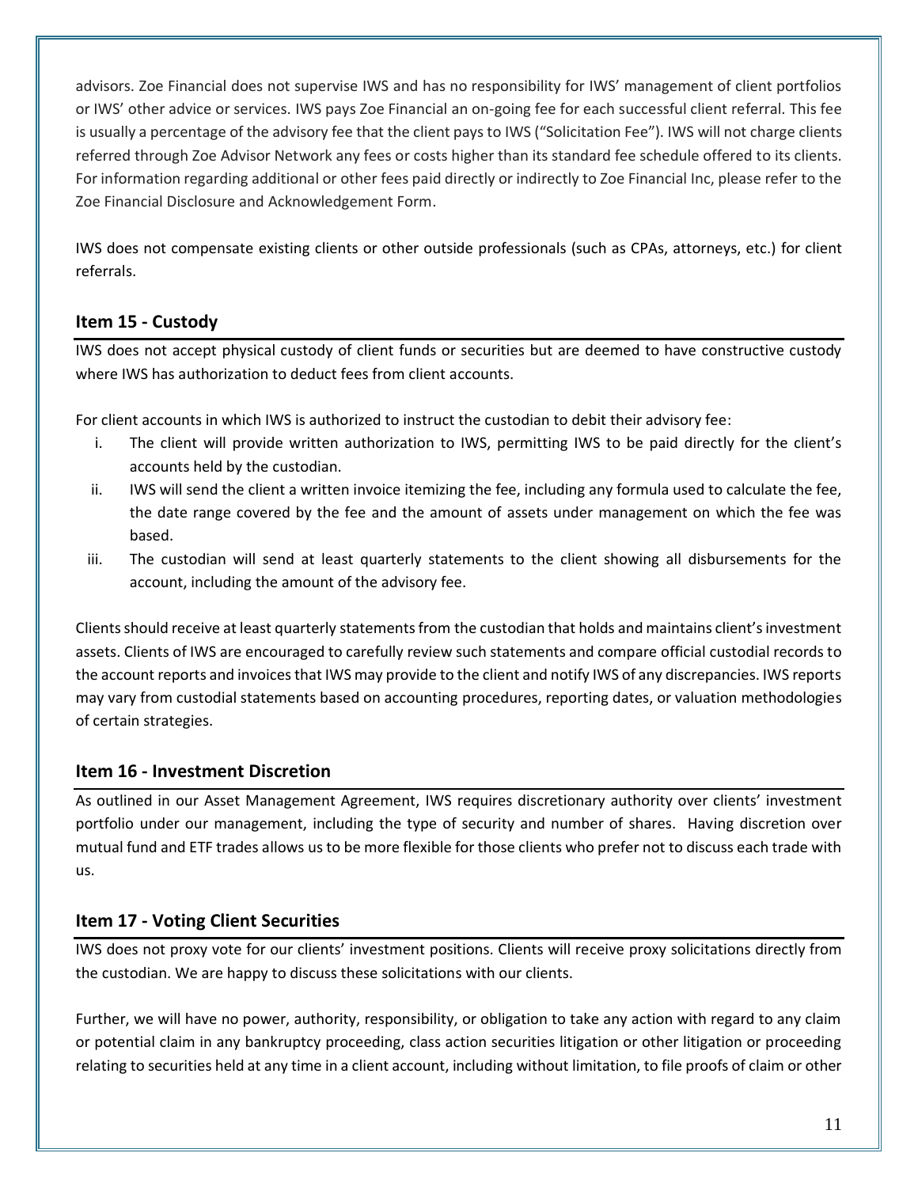advisors. Zoe Financial does not supervise IWS and has no responsibility for IWS' management of client portfolios or IWS' other advice or services. IWS pays Zoe Financial an on-going fee for each successful client referral. This fee is usually a percentage of the advisory fee that the client pays to IWS ("Solicitation Fee"). IWS will not charge clients referred through Zoe Advisor Network any fees or costs higher than its standard fee schedule offered to its clients. For information regarding additional or other fees paid directly or indirectly to Zoe Financial Inc, please refer to the Zoe Financial Disclosure and Acknowledgement Form.

IWS does not compensate existing clients or other outside professionals (such as CPAs, attorneys, etc.) for client referrals.

## Item 15 - Custody

IWS does not accept physical custody of client funds or securities but are deemed to have constructive custody where IWS has authorization to deduct fees from client accounts.

For client accounts in which IWS is authorized to instruct the custodian to debit their advisory fee:

i. The client will provide written authorization to IWS, permitting IWS to be paid directly for the client's accounts held by the custodian.
ii. IWS will send the client a written invoice itemizing the fee, including any formula used to calculate the fee, the date range covered by the fee and the amount of assets under management on which the fee was based.
iii. The custodian will send at least quarterly statements to the client showing all disbursements for the account, including the amount of the advisory fee.

Clients should receive at least quarterly statements from the custodian that holds and maintains client's investment assets. Clients of IWS are encouraged to carefully review such statements and compare official custodial records to the account reports and invoices that IWS may provide to the client and notify IWS of any discrepancies. IWS reports may vary from custodial statements based on accounting procedures, reporting dates, or valuation methodologies of certain strategies.

## Item 16 - Investment Discretion

As outlined in our Asset Management Agreement, IWS requires discretionary authority over clients' investment portfolio under our management, including the type of security and number of shares. Having discretion over mutual fund and ETF trades allows us to be more flexible for those clients who prefer not to discuss each trade with us.

## Item 17 - Voting Client Securities

IWS does not proxy vote for our clients' investment positions. Clients will receive proxy solicitations directly from the custodian. We are happy to discuss these solicitations with our clients.

Further, we will have no power, authority, responsibility, or obligation to take any action with regard to any claim or potential claim in any bankruptcy proceeding, class action securities litigation or other litigation or proceeding relating to securities held at any time in a client account, including without limitation, to file proofs of claim or other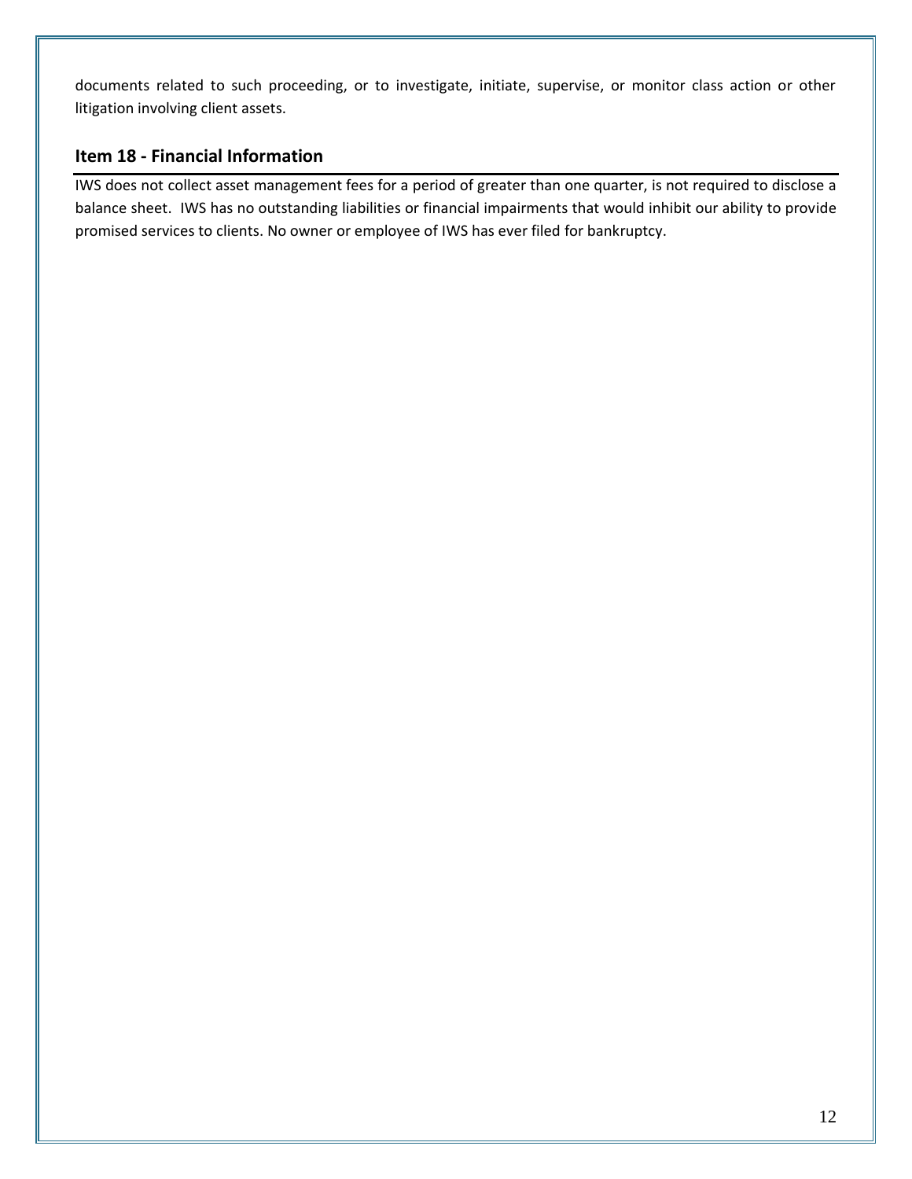documents related to such proceeding, or to investigate, initiate, supervise, or monitor class action or other litigation involving client assets.

## Item 18 - Financial Information

IWS does not collect asset management fees for a period of greater than one quarter, is not required to disclose a balance sheet. IWS has no outstanding liabilities or financial impairments that would inhibit our ability to provide promised services to clients. No owner or employee of IWS has ever filed for bankruptcy.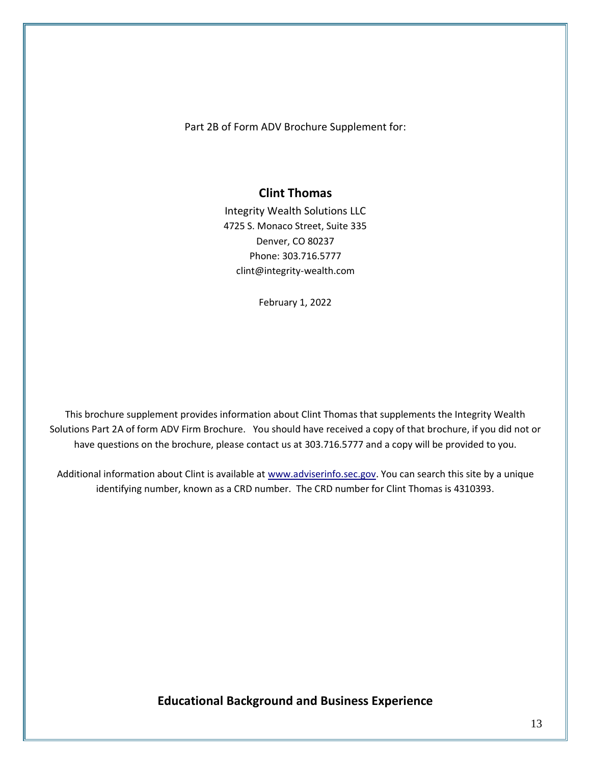Part 2B of Form ADV Brochure Supplement for:

## Clint Thomas

Integrity Wealth Solutions LLC
4725 S. Monaco Street, Suite 335
Denver, CO 80237
Phone: 303.716.5777
clint@integrity-wealth.com

February 1, 2022

This brochure supplement provides information about Clint Thomas that supplements the Integrity Wealth Solutions Part 2A of form ADV Firm Brochure. You should have received a copy of that brochure, if you did not or have questions on the brochure, please contact us at 303.716.5777 and a copy will be provided to you.

Additional information about Clint is available at [www.adviserinfo.sec.gov](http://www.adviserinfo.sec.gov). You can search this site by a unique identifying number, known as a CRD number. The CRD number for Clint Thomas is 4310393.

## Educational Background and Business Experience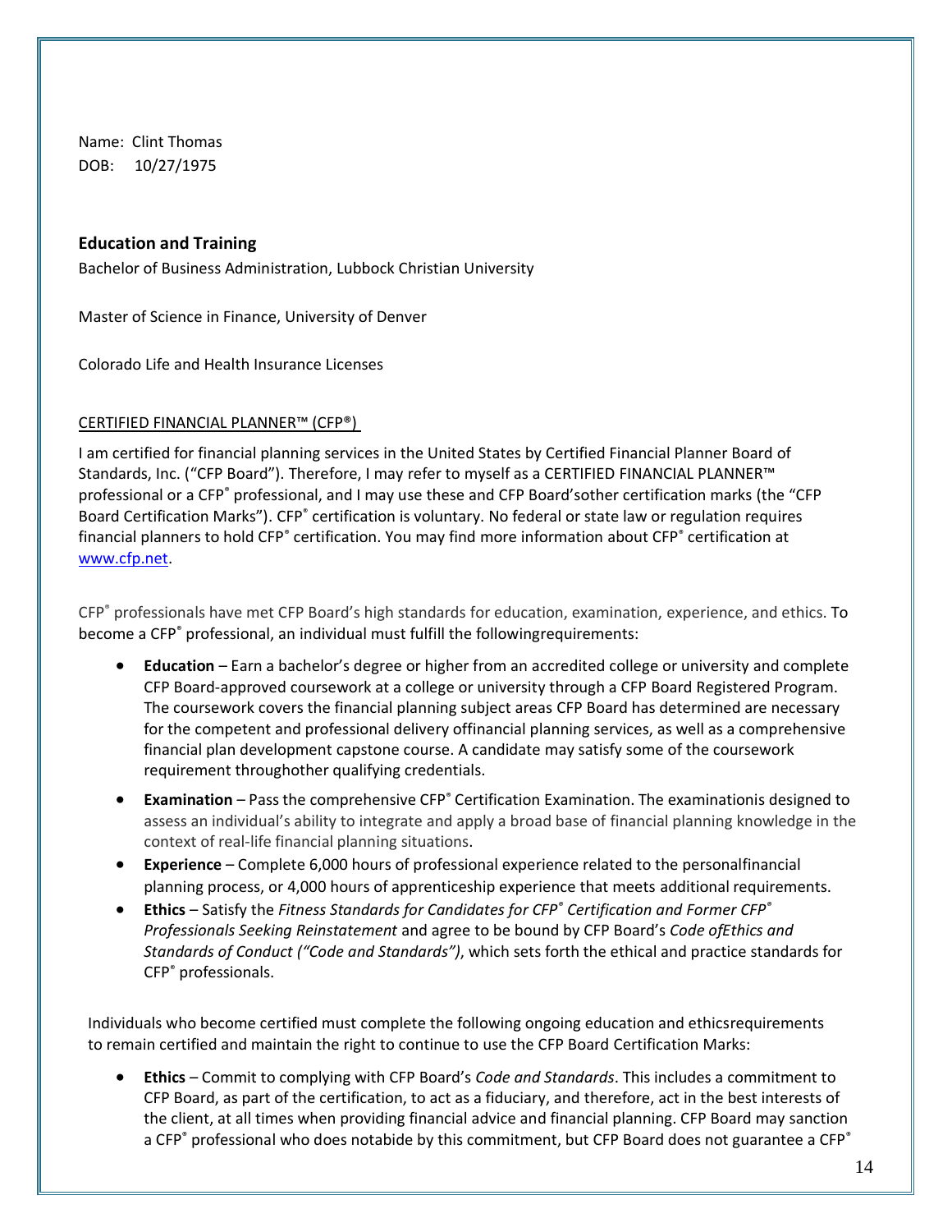Name: Clint Thomas
DOB: 10/27/1975

## Education and Training

Bachelor of Business Administration, Lubbock Christian University

Master of Science in Finance, University of Denver

Colorado Life and Health Insurance Licenses

CERTIFIED FINANCIAL PLANNER™ (CFP®)

I am certified for financial planning services in the United States by Certified Financial Planner Board of Standards, Inc. ("CFP Board"). Therefore, I may refer to myself as a CERTIFIED FINANCIAL PLANNER™ professional or a CFP® professional, and I may use these and CFP Board'sother certification marks (the "CFP Board Certification Marks"). CFP® certification is voluntary. No federal or state law or regulation requires financial planners to hold CFP® certification. You may find more information about CFP® certification at www.cfp.net.

CFP® professionals have met CFP Board's high standards for education, examination, experience, and ethics. To become a CFP® professional, an individual must fulfill the followingrequirements:

- **Education** – Earn a bachelor's degree or higher from an accredited college or university and complete CFP Board-approved coursework at a college or university through a CFP Board Registered Program. The coursework covers the financial planning subject areas CFP Board has determined are necessary for the competent and professional delivery offinancial planning services, as well as a comprehensive financial plan development capstone course. A candidate may satisfy some of the coursework requirement throughother qualifying credentials.
- **Examination** – Pass the comprehensive CFP® Certification Examination. The examinationis designed to assess an individual's ability to integrate and apply a broad base of financial planning knowledge in the context of real-life financial planning situations.
- **Experience** – Complete 6,000 hours of professional experience related to the personalfinancial planning process, or 4,000 hours of apprenticeship experience that meets additional requirements.
- **Ethics** – Satisfy the *Fitness Standards for Candidates for CFP® Certification and Former CFP® Professionals Seeking Reinstatement* and agree to be bound by CFP Board's *Code ofEthics and Standards of Conduct ("Code and Standards")*, which sets forth the ethical and practice standards for CFP® professionals.

Individuals who become certified must complete the following ongoing education and ethicsrequirements to remain certified and maintain the right to continue to use the CFP Board Certification Marks:

- **Ethics** – Commit to complying with CFP Board's *Code and Standards*. This includes a commitment to CFP Board, as part of the certification, to act as a fiduciary, and therefore, act in the best interests of the client, at all times when providing financial advice and financial planning. CFP Board may sanction a CFP® professional who does notabide by this commitment, but CFP Board does not guarantee a CFP®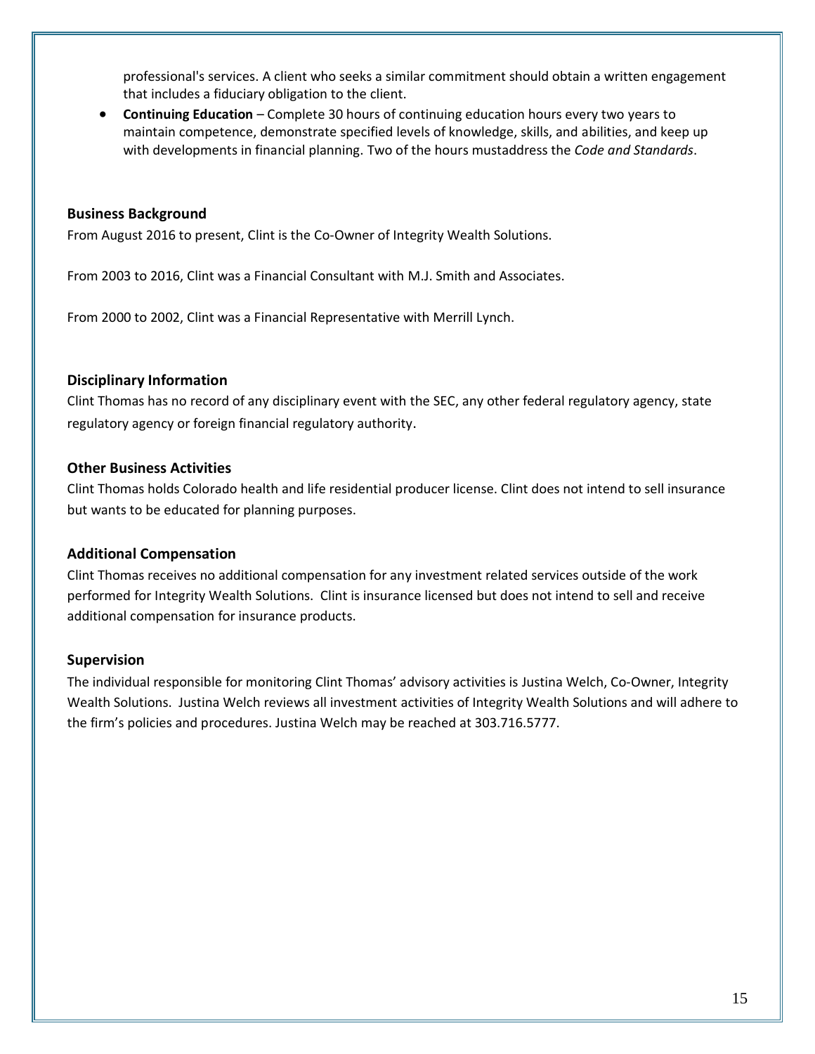professional's services. A client who seeks a similar commitment should obtain a written engagement that includes a fiduciary obligation to the client.

- **Continuing Education** – Complete 30 hours of continuing education hours every two years to maintain competence, demonstrate specified levels of knowledge, skills, and abilities, and keep up with developments in financial planning. Two of the hours mustaddress the *Code and Standards*.

### Business Background

From August 2016 to present, Clint is the Co-Owner of Integrity Wealth Solutions.

From 2003 to 2016, Clint was a Financial Consultant with M.J. Smith and Associates.

From 2000 to 2002, Clint was a Financial Representative with Merrill Lynch.

### Disciplinary Information

Clint Thomas has no record of any disciplinary event with the SEC, any other federal regulatory agency, state regulatory agency or foreign financial regulatory authority.

### Other Business Activities

Clint Thomas holds Colorado health and life residential producer license. Clint does not intend to sell insurance but wants to be educated for planning purposes.

### Additional Compensation

Clint Thomas receives no additional compensation for any investment related services outside of the work performed for Integrity Wealth Solutions. Clint is insurance licensed but does not intend to sell and receive additional compensation for insurance products.

### Supervision

The individual responsible for monitoring Clint Thomas' advisory activities is Justina Welch, Co-Owner, Integrity Wealth Solutions. Justina Welch reviews all investment activities of Integrity Wealth Solutions and will adhere to the firm's policies and procedures. Justina Welch may be reached at 303.716.5777.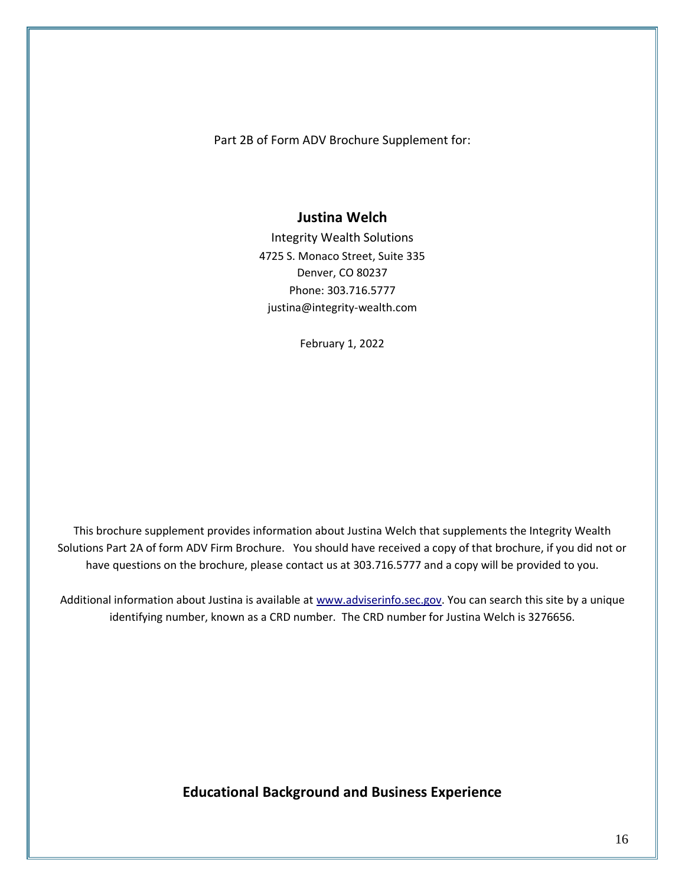Part 2B of Form ADV Brochure Supplement for:

**Justina Welch**

Integrity Wealth Solutions
4725 S. Monaco Street, Suite 335
Denver, CO 80237
Phone: 303.716.5777
justina@integrity-wealth.com

February 1, 2022

This brochure supplement provides information about Justina Welch that supplements the Integrity Wealth Solutions Part 2A of form ADV Firm Brochure. You should have received a copy of that brochure, if you did not or have questions on the brochure, please contact us at 303.716.5777 and a copy will be provided to you.

Additional information about Justina is available at www.adviserinfo.sec.gov. You can search this site by a unique identifying number, known as a CRD number. The CRD number for Justina Welch is 3276656.

## Educational Background and Business Experience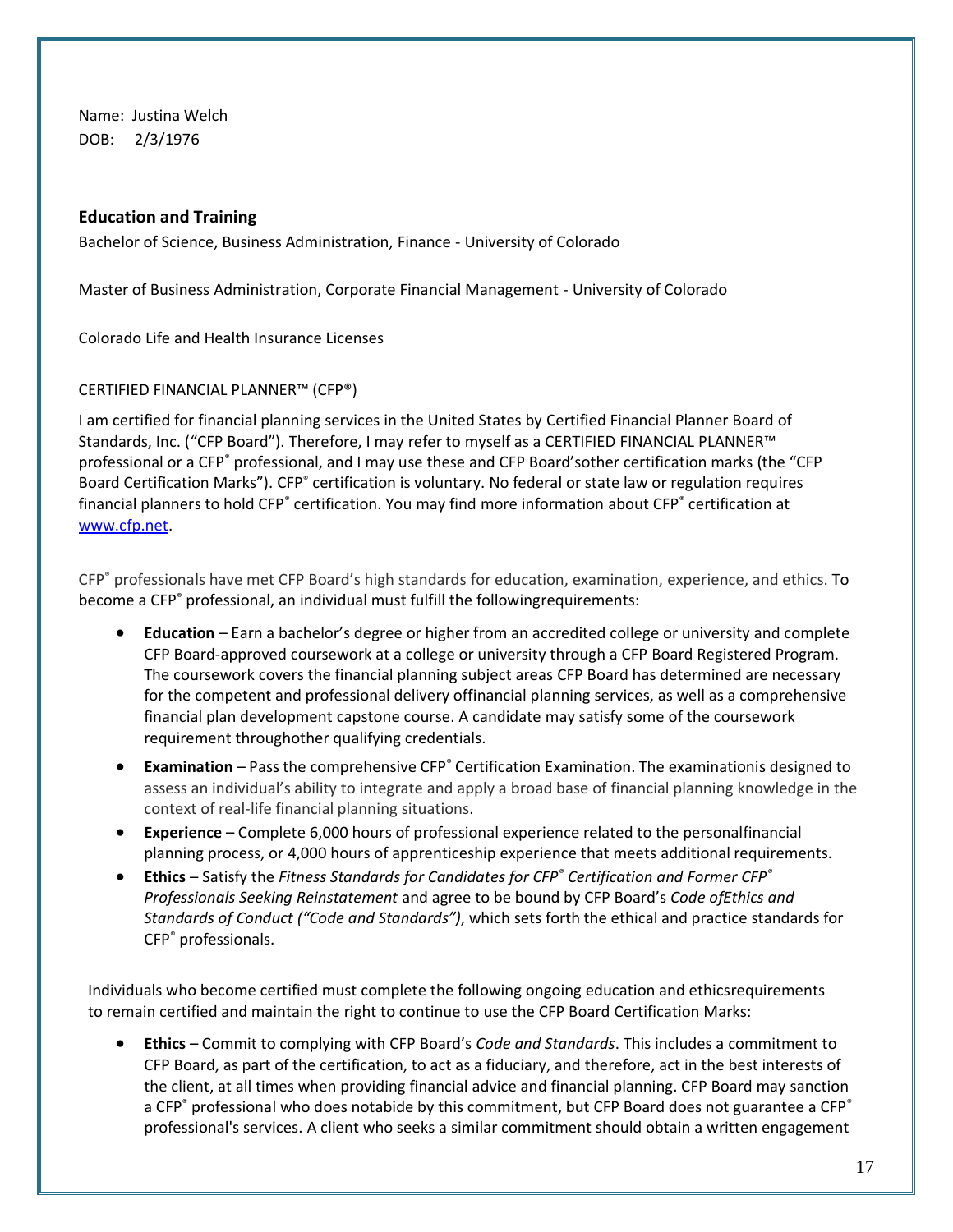Name: Justina Welch
DOB: 2/3/1976

### Education and Training

Bachelor of Science, Business Administration, Finance - University of Colorado

Master of Business Administration, Corporate Financial Management - University of Colorado

Colorado Life and Health Insurance Licenses

CERTIFIED FINANCIAL PLANNER™ (CFP®)

I am certified for financial planning services in the United States by Certified Financial Planner Board of Standards, Inc. ("CFP Board"). Therefore, I may refer to myself as a CERTIFIED FINANCIAL PLANNER™ professional or a CFP® professional, and I may use these and CFP Board'sother certification marks (the "CFP Board Certification Marks"). CFP® certification is voluntary. No federal or state law or regulation requires financial planners to hold CFP® certification. You may find more information about CFP® certification at www.cfp.net.

CFP® professionals have met CFP Board's high standards for education, examination, experience, and ethics. To become a CFP® professional, an individual must fulfill the followingrequirements:

- **Education** – Earn a bachelor's degree or higher from an accredited college or university and complete CFP Board-approved coursework at a college or university through a CFP Board Registered Program. The coursework covers the financial planning subject areas CFP Board has determined are necessary for the competent and professional delivery offinancial planning services, as well as a comprehensive financial plan development capstone course. A candidate may satisfy some of the coursework requirement throughother qualifying credentials.
- **Examination** – Pass the comprehensive CFP® Certification Examination. The examinationis designed to assess an individual's ability to integrate and apply a broad base of financial planning knowledge in the context of real-life financial planning situations.
- **Experience** – Complete 6,000 hours of professional experience related to the personalfinancial planning process, or 4,000 hours of apprenticeship experience that meets additional requirements.
- **Ethics** – Satisfy the *Fitness Standards for Candidates for CFP® Certification and Former CFP® Professionals Seeking Reinstatement* and agree to be bound by CFP Board's *Code ofEthics and Standards of Conduct ("Code and Standards")*, which sets forth the ethical and practice standards for CFP® professionals.

Individuals who become certified must complete the following ongoing education and ethicsrequirements to remain certified and maintain the right to continue to use the CFP Board Certification Marks:

- **Ethics** – Commit to complying with CFP Board's *Code and Standards*. This includes a commitment to CFP Board, as part of the certification, to act as a fiduciary, and therefore, act in the best interests of the client, at all times when providing financial advice and financial planning. CFP Board may sanction a CFP® professional who does notabide by this commitment, but CFP Board does not guarantee a CFP® professional's services. A client who seeks a similar commitment should obtain a written engagement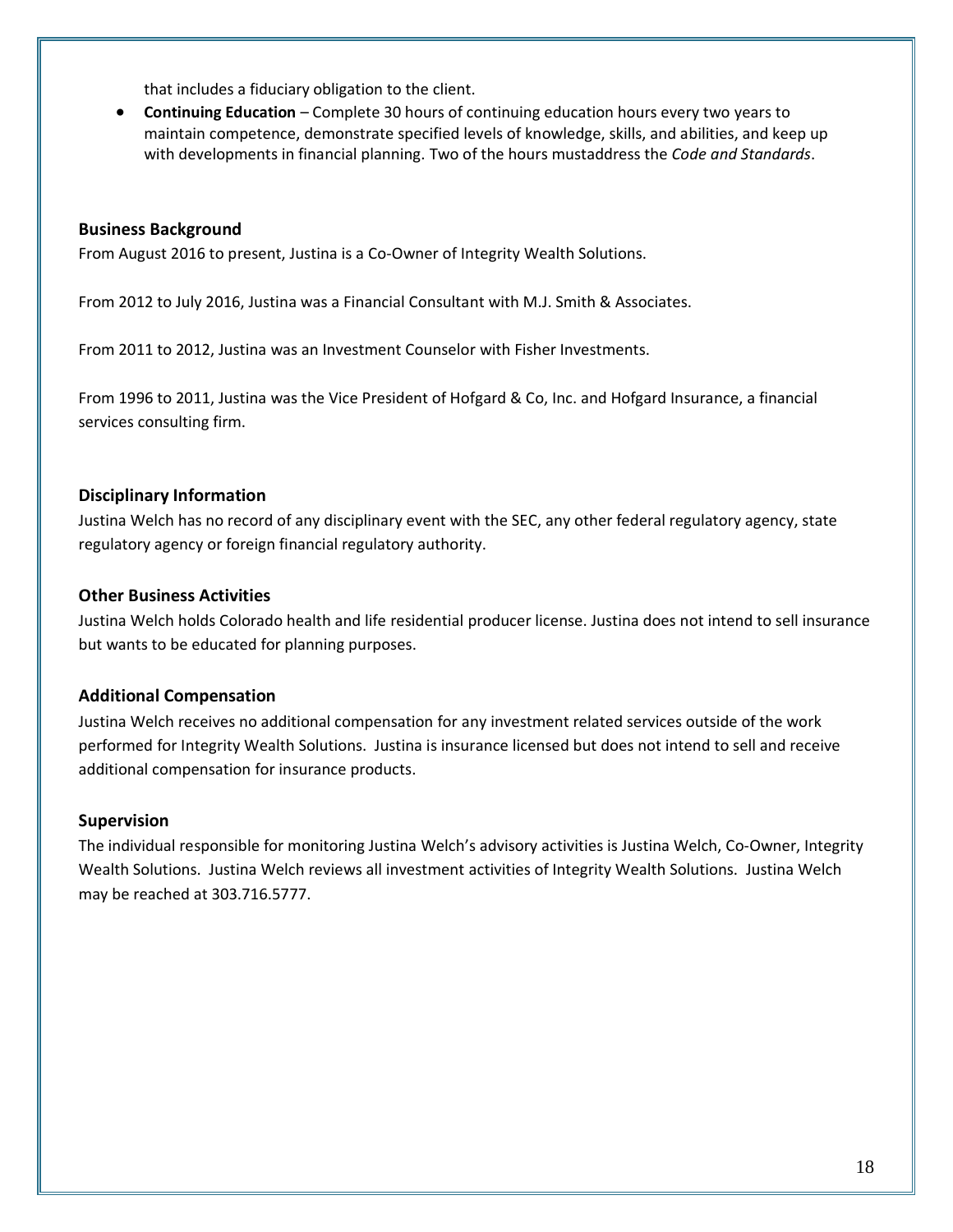that includes a fiduciary obligation to the client.

- **Continuing Education** – Complete 30 hours of continuing education hours every two years to maintain competence, demonstrate specified levels of knowledge, skills, and abilities, and keep up with developments in financial planning. Two of the hours mustaddress the *Code and Standards*.

### Business Background

From August 2016 to present, Justina is a Co-Owner of Integrity Wealth Solutions.

From 2012 to July 2016, Justina was a Financial Consultant with M.J. Smith & Associates.

From 2011 to 2012, Justina was an Investment Counselor with Fisher Investments.

From 1996 to 2011, Justina was the Vice President of Hofgard & Co, Inc. and Hofgard Insurance, a financial services consulting firm.

### Disciplinary Information

Justina Welch has no record of any disciplinary event with the SEC, any other federal regulatory agency, state regulatory agency or foreign financial regulatory authority.

### Other Business Activities

Justina Welch holds Colorado health and life residential producer license. Justina does not intend to sell insurance but wants to be educated for planning purposes.

### Additional Compensation

Justina Welch receives no additional compensation for any investment related services outside of the work performed for Integrity Wealth Solutions. Justina is insurance licensed but does not intend to sell and receive additional compensation for insurance products.

### Supervision

The individual responsible for monitoring Justina Welch's advisory activities is Justina Welch, Co-Owner, Integrity Wealth Solutions. Justina Welch reviews all investment activities of Integrity Wealth Solutions. Justina Welch may be reached at 303.716.5777.